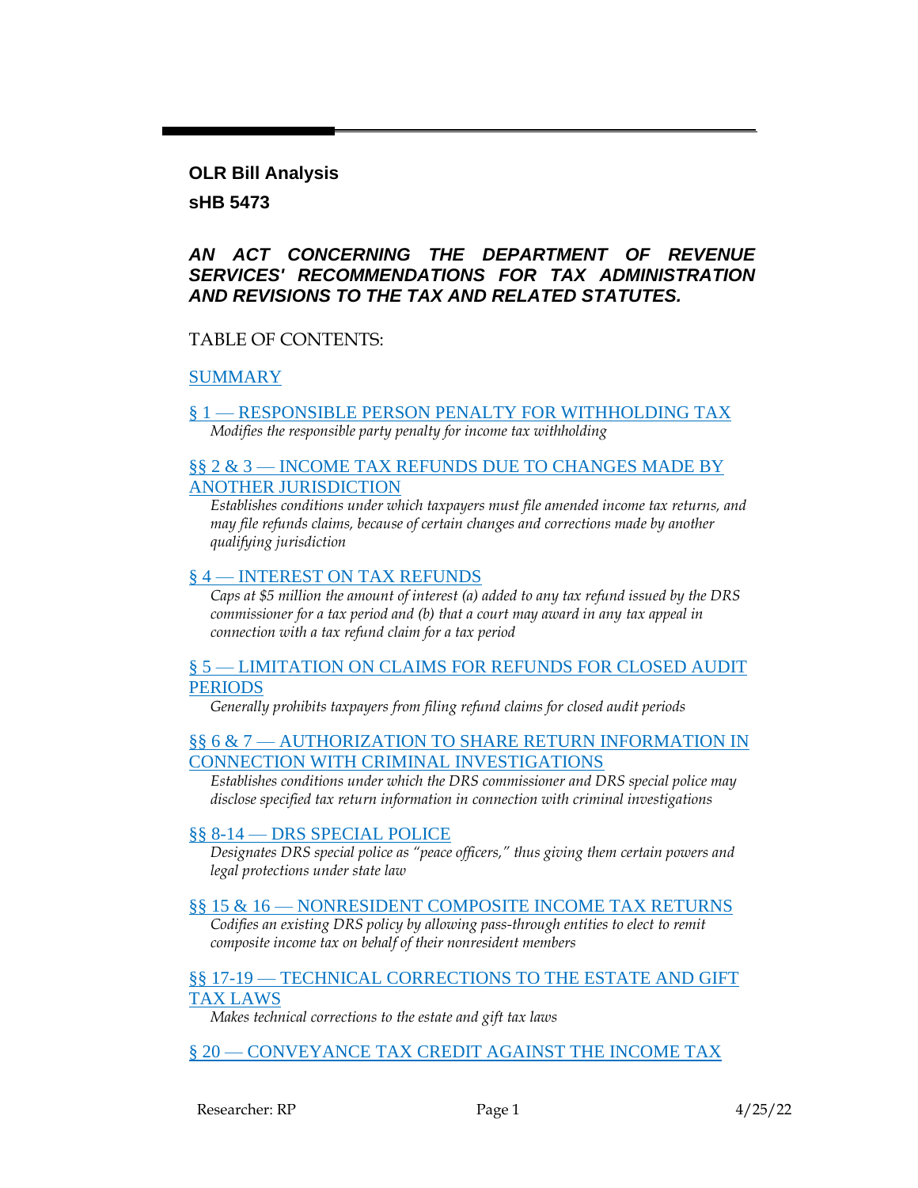**OLR Bill Analysis**

**sHB 5473**

***AN ACT CONCERNING THE DEPARTMENT OF REVENUE SERVICES' RECOMMENDATIONS FOR TAX ADMINISTRATION AND REVISIONS TO THE TAX AND RELATED STATUTES.***

TABLE OF CONTENTS:

SUMMARY

§ 1 — RESPONSIBLE PERSON PENALTY FOR WITHHOLDING TAX
*Modifies the responsible party penalty for income tax withholding*

§§ 2 & 3 — INCOME TAX REFUNDS DUE TO CHANGES MADE BY ANOTHER JURISDICTION
*Establishes conditions under which taxpayers must file amended income tax returns, and may file refunds claims, because of certain changes and corrections made by another qualifying jurisdiction*

§ 4 — INTEREST ON TAX REFUNDS
*Caps at $5 million the amount of interest (a) added to any tax refund issued by the DRS commissioner for a tax period and (b) that a court may award in any tax appeal in connection with a tax refund claim for a tax period*

§ 5 — LIMITATION ON CLAIMS FOR REFUNDS FOR CLOSED AUDIT PERIODS
*Generally prohibits taxpayers from filing refund claims for closed audit periods*

§§ 6 & 7 — AUTHORIZATION TO SHARE RETURN INFORMATION IN CONNECTION WITH CRIMINAL INVESTIGATIONS
*Establishes conditions under which the DRS commissioner and DRS special police may disclose specified tax return information in connection with criminal investigations*

§§ 8-14 — DRS SPECIAL POLICE
*Designates DRS special police as "peace officers," thus giving them certain powers and legal protections under state law*

§§ 15 & 16 — NONRESIDENT COMPOSITE INCOME TAX RETURNS
*Codifies an existing DRS policy by allowing pass-through entities to elect to remit composite income tax on behalf of their nonresident members*

§§ 17-19 — TECHNICAL CORRECTIONS TO THE ESTATE AND GIFT TAX LAWS
*Makes technical corrections to the estate and gift tax laws*

§ 20 — CONVEYANCE TAX CREDIT AGAINST THE INCOME TAX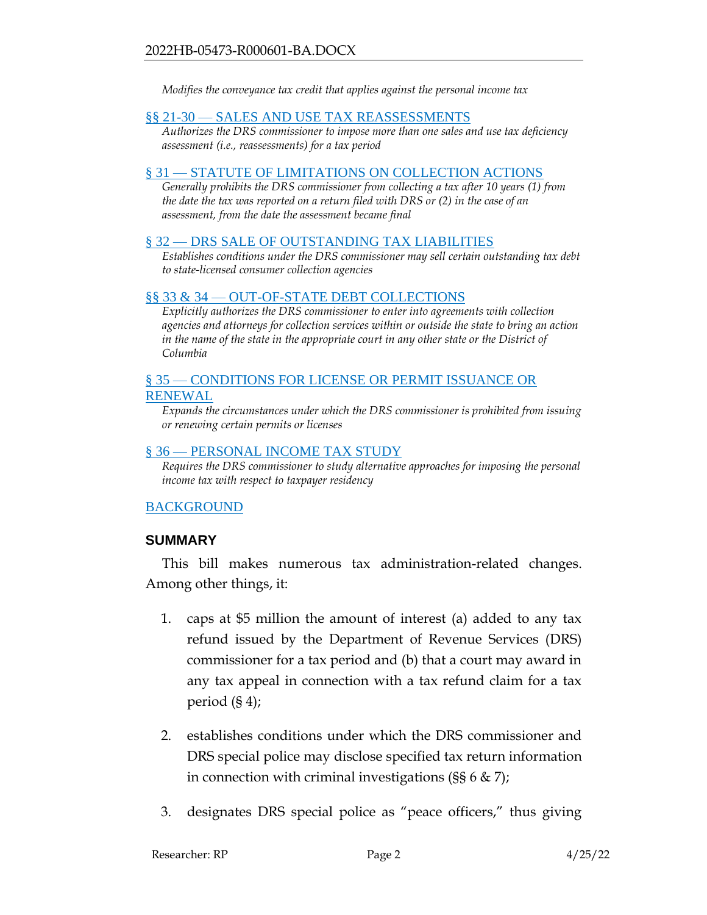*Modifies the conveyance tax credit that applies against the personal income tax*

[§§ 21-30 — SALES AND USE TAX REASSESSMENTS]

*Authorizes the DRS commissioner to impose more than one sales and use tax deficiency assessment (i.e., reassessments) for a tax period*

[§ 31 — STATUTE OF LIMITATIONS ON COLLECTION ACTIONS]

*Generally prohibits the DRS commissioner from collecting a tax after 10 years (1) from the date the tax was reported on a return filed with DRS or (2) in the case of an assessment, from the date the assessment became final*

[§ 32 — DRS SALE OF OUTSTANDING TAX LIABILITIES]

*Establishes conditions under the DRS commissioner may sell certain outstanding tax debt to state-licensed consumer collection agencies*

[§§ 33 & 34 — OUT-OF-STATE DEBT COLLECTIONS]

*Explicitly authorizes the DRS commissioner to enter into agreements with collection agencies and attorneys for collection services within or outside the state to bring an action in the name of the state in the appropriate court in any other state or the District of Columbia*

[§ 35 — CONDITIONS FOR LICENSE OR PERMIT ISSUANCE OR RENEWAL]

*Expands the circumstances under which the DRS commissioner is prohibited from issuing or renewing certain permits or licenses*

[§ 36 — PERSONAL INCOME TAX STUDY]

*Requires the DRS commissioner to study alternative approaches for imposing the personal income tax with respect to taxpayer residency*

[BACKGROUND]

## SUMMARY

This bill makes numerous tax administration-related changes. Among other things, it:

1. caps at $5 million the amount of interest (a) added to any tax refund issued by the Department of Revenue Services (DRS) commissioner for a tax period and (b) that a court may award in any tax appeal in connection with a tax refund claim for a tax period (§ 4);

2. establishes conditions under which the DRS commissioner and DRS special police may disclose specified tax return information in connection with criminal investigations (§§ 6 & 7);

3. designates DRS special police as "peace officers," thus giving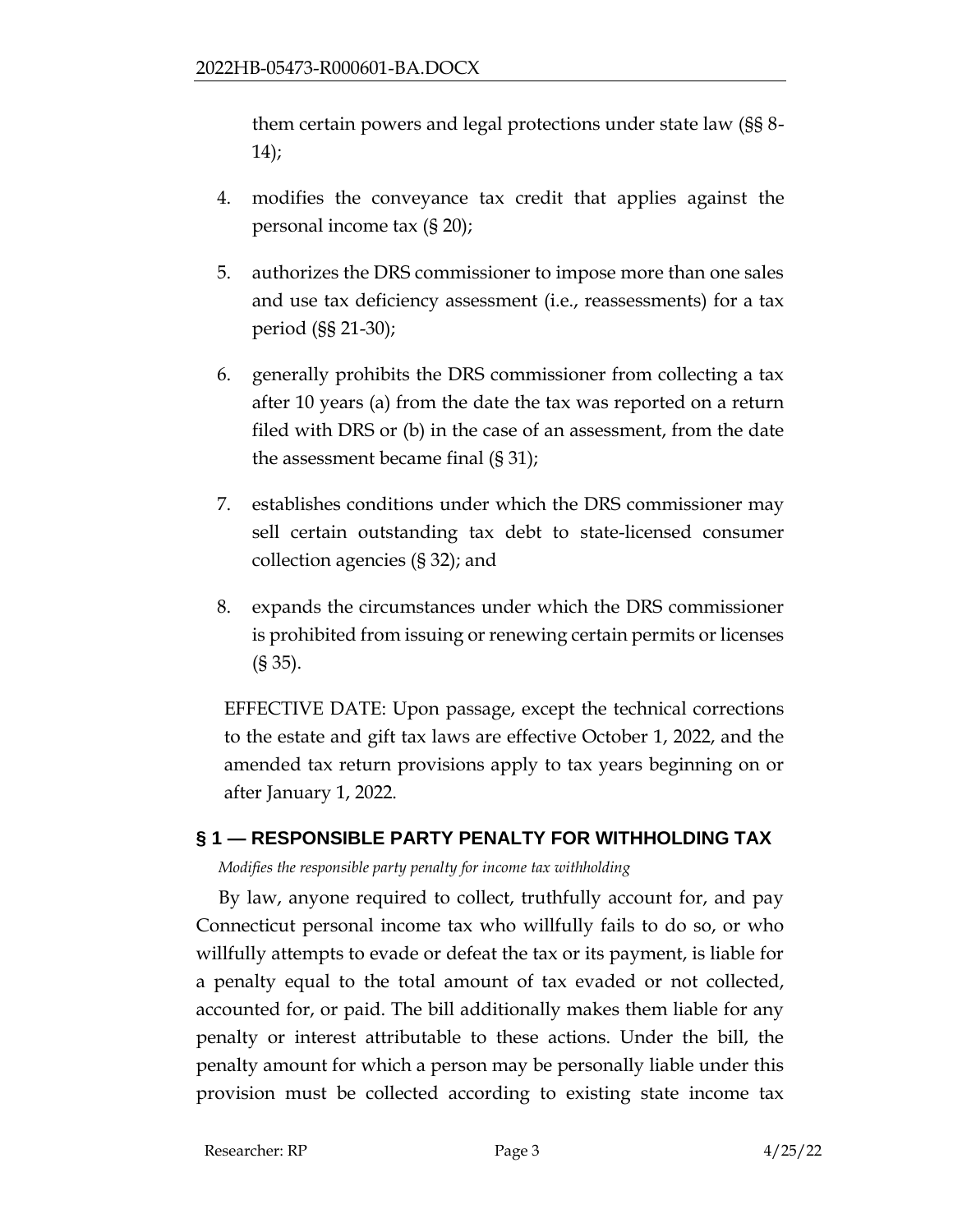them certain powers and legal protections under state law (§§ 8-14);

4. modifies the conveyance tax credit that applies against the personal income tax (§ 20);

5. authorizes the DRS commissioner to impose more than one sales and use tax deficiency assessment (i.e., reassessments) for a tax period (§§ 21-30);

6. generally prohibits the DRS commissioner from collecting a tax after 10 years (a) from the date the tax was reported on a return filed with DRS or (b) in the case of an assessment, from the date the assessment became final (§ 31);

7. establishes conditions under which the DRS commissioner may sell certain outstanding tax debt to state-licensed consumer collection agencies (§ 32); and

8. expands the circumstances under which the DRS commissioner is prohibited from issuing or renewing certain permits or licenses (§ 35).

EFFECTIVE DATE: Upon passage, except the technical corrections to the estate and gift tax laws are effective October 1, 2022, and the amended tax return provisions apply to tax years beginning on or after January 1, 2022.

## § 1 — RESPONSIBLE PARTY PENALTY FOR WITHHOLDING TAX

*Modifies the responsible party penalty for income tax withholding*

By law, anyone required to collect, truthfully account for, and pay Connecticut personal income tax who willfully fails to do so, or who willfully attempts to evade or defeat the tax or its payment, is liable for a penalty equal to the total amount of tax evaded or not collected, accounted for, or paid. The bill additionally makes them liable for any penalty or interest attributable to these actions. Under the bill, the penalty amount for which a person may be personally liable under this provision must be collected according to existing state income tax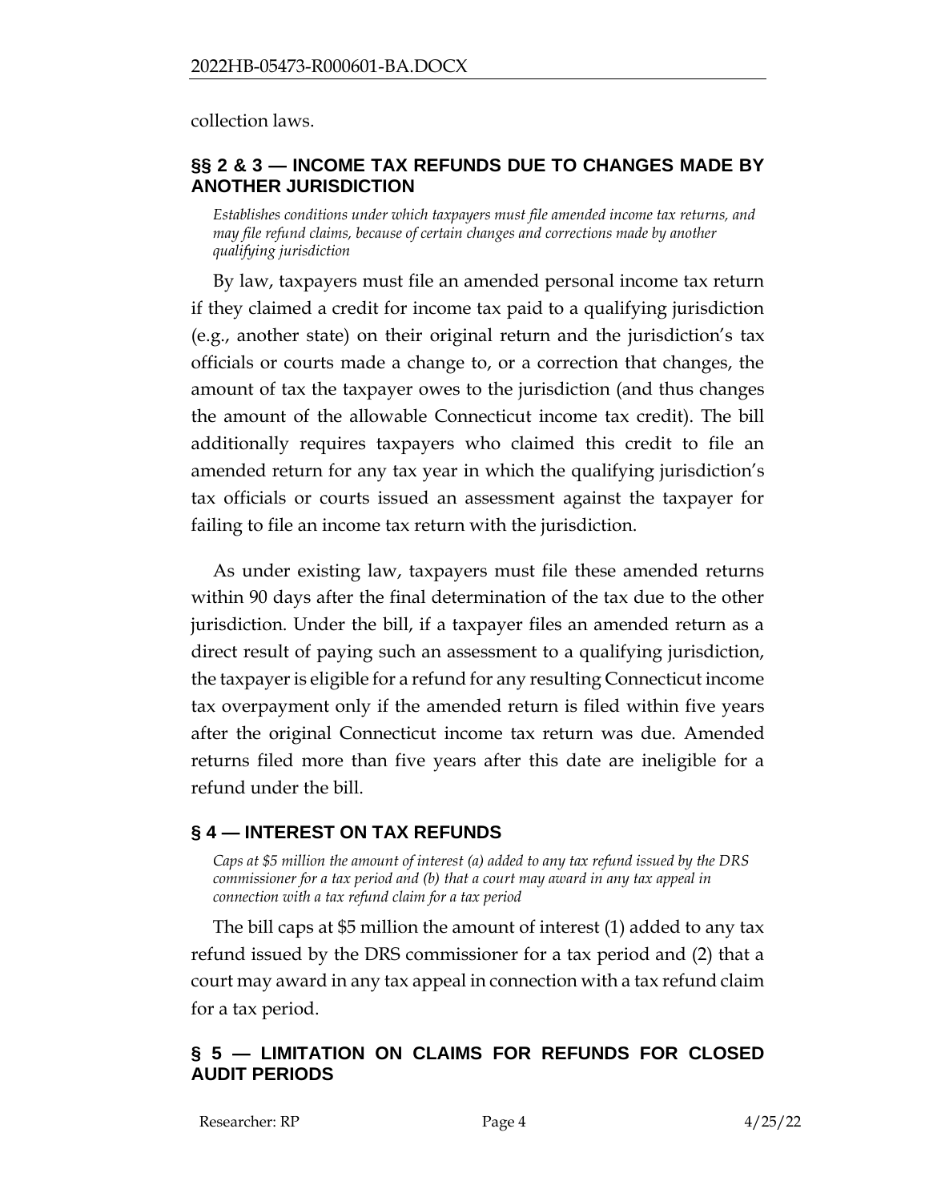collection laws.

## §§ 2 & 3 — INCOME TAX REFUNDS DUE TO CHANGES MADE BY ANOTHER JURISDICTION

*Establishes conditions under which taxpayers must file amended income tax returns, and may file refund claims, because of certain changes and corrections made by another qualifying jurisdiction*

By law, taxpayers must file an amended personal income tax return if they claimed a credit for income tax paid to a qualifying jurisdiction (e.g., another state) on their original return and the jurisdiction's tax officials or courts made a change to, or a correction that changes, the amount of tax the taxpayer owes to the jurisdiction (and thus changes the amount of the allowable Connecticut income tax credit). The bill additionally requires taxpayers who claimed this credit to file an amended return for any tax year in which the qualifying jurisdiction's tax officials or courts issued an assessment against the taxpayer for failing to file an income tax return with the jurisdiction.

As under existing law, taxpayers must file these amended returns within 90 days after the final determination of the tax due to the other jurisdiction. Under the bill, if a taxpayer files an amended return as a direct result of paying such an assessment to a qualifying jurisdiction, the taxpayer is eligible for a refund for any resulting Connecticut income tax overpayment only if the amended return is filed within five years after the original Connecticut income tax return was due. Amended returns filed more than five years after this date are ineligible for a refund under the bill.

## § 4 — INTEREST ON TAX REFUNDS

*Caps at $5 million the amount of interest (a) added to any tax refund issued by the DRS commissioner for a tax period and (b) that a court may award in any tax appeal in connection with a tax refund claim for a tax period*

The bill caps at $5 million the amount of interest (1) added to any tax refund issued by the DRS commissioner for a tax period and (2) that a court may award in any tax appeal in connection with a tax refund claim for a tax period.

## § 5 — LIMITATION ON CLAIMS FOR REFUNDS FOR CLOSED AUDIT PERIODS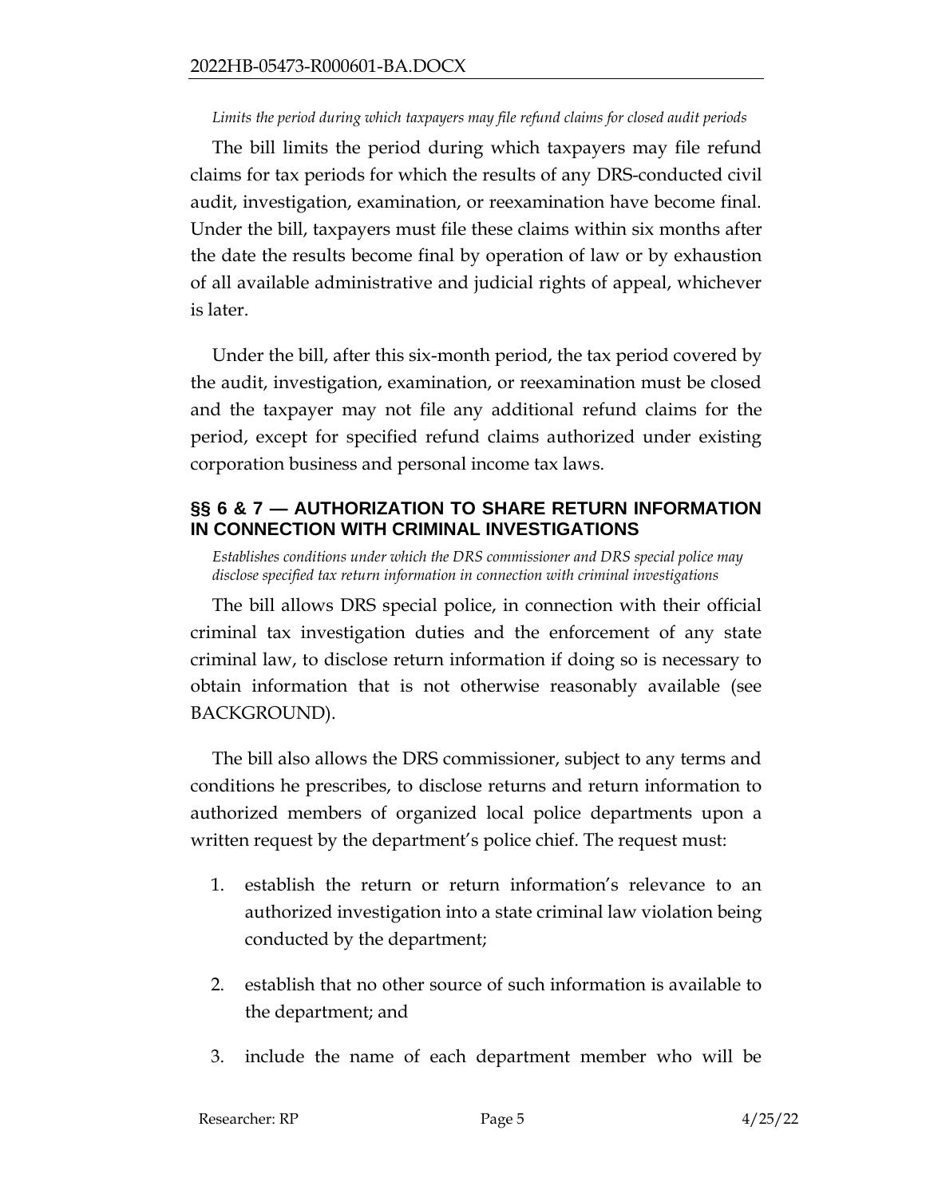*Limits the period during which taxpayers may file refund claims for closed audit periods*

The bill limits the period during which taxpayers may file refund claims for tax periods for which the results of any DRS-conducted civil audit, investigation, examination, or reexamination have become final. Under the bill, taxpayers must file these claims within six months after the date the results become final by operation of law or by exhaustion of all available administrative and judicial rights of appeal, whichever is later.

Under the bill, after this six-month period, the tax period covered by the audit, investigation, examination, or reexamination must be closed and the taxpayer may not file any additional refund claims for the period, except for specified refund claims authorized under existing corporation business and personal income tax laws.

## §§ 6 & 7 — AUTHORIZATION TO SHARE RETURN INFORMATION IN CONNECTION WITH CRIMINAL INVESTIGATIONS

*Establishes conditions under which the DRS commissioner and DRS special police may disclose specified tax return information in connection with criminal investigations*

The bill allows DRS special police, in connection with their official criminal tax investigation duties and the enforcement of any state criminal law, to disclose return information if doing so is necessary to obtain information that is not otherwise reasonably available (see BACKGROUND).

The bill also allows the DRS commissioner, subject to any terms and conditions he prescribes, to disclose returns and return information to authorized members of organized local police departments upon a written request by the department's police chief. The request must:

1. establish the return or return information's relevance to an authorized investigation into a state criminal law violation being conducted by the department;
2. establish that no other source of such information is available to the department; and
3. include the name of each department member who will be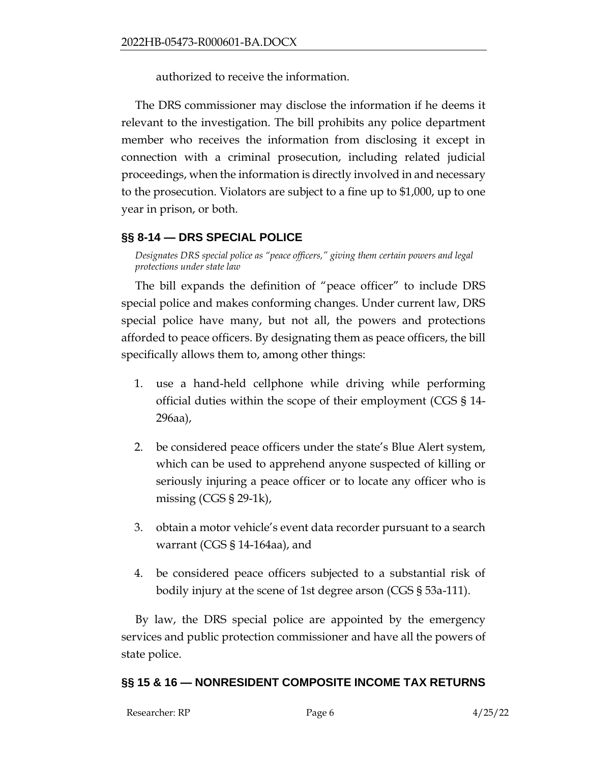authorized to receive the information.

The DRS commissioner may disclose the information if he deems it relevant to the investigation. The bill prohibits any police department member who receives the information from disclosing it except in connection with a criminal prosecution, including related judicial proceedings, when the information is directly involved in and necessary to the prosecution. Violators are subject to a fine up to $1,000, up to one year in prison, or both.

## §§ 8-14 — DRS SPECIAL POLICE

*Designates DRS special police as "peace officers," giving them certain powers and legal protections under state law*

The bill expands the definition of "peace officer" to include DRS special police and makes conforming changes. Under current law, DRS special police have many, but not all, the powers and protections afforded to peace officers. By designating them as peace officers, the bill specifically allows them to, among other things:

1. use a hand-held cellphone while driving while performing official duties within the scope of their employment (CGS § 14-296aa),
2. be considered peace officers under the state's Blue Alert system, which can be used to apprehend anyone suspected of killing or seriously injuring a peace officer or to locate any officer who is missing (CGS § 29-1k),
3. obtain a motor vehicle's event data recorder pursuant to a search warrant (CGS § 14-164aa), and
4. be considered peace officers subjected to a substantial risk of bodily injury at the scene of 1st degree arson (CGS § 53a-111).

By law, the DRS special police are appointed by the emergency services and public protection commissioner and have all the powers of state police.

## §§ 15 & 16 — NONRESIDENT COMPOSITE INCOME TAX RETURNS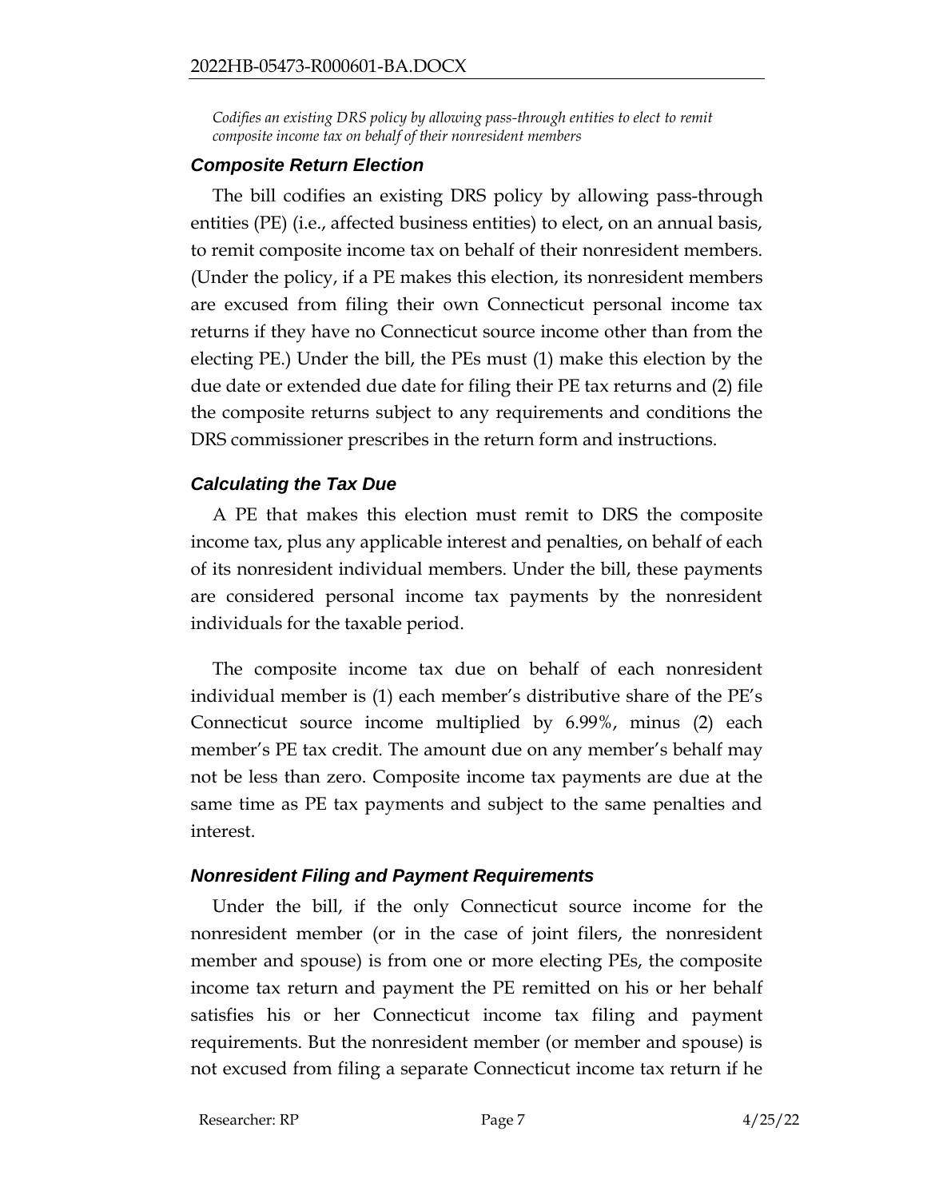*Codifies an existing DRS policy by allowing pass-through entities to elect to remit composite income tax on behalf of their nonresident members*

### *Composite Return Election*

The bill codifies an existing DRS policy by allowing pass-through entities (PE) (i.e., affected business entities) to elect, on an annual basis, to remit composite income tax on behalf of their nonresident members. (Under the policy, if a PE makes this election, its nonresident members are excused from filing their own Connecticut personal income tax returns if they have no Connecticut source income other than from the electing PE.) Under the bill, the PEs must (1) make this election by the due date or extended due date for filing their PE tax returns and (2) file the composite returns subject to any requirements and conditions the DRS commissioner prescribes in the return form and instructions.

### *Calculating the Tax Due*

A PE that makes this election must remit to DRS the composite income tax, plus any applicable interest and penalties, on behalf of each of its nonresident individual members. Under the bill, these payments are considered personal income tax payments by the nonresident individuals for the taxable period.

The composite income tax due on behalf of each nonresident individual member is (1) each member's distributive share of the PE's Connecticut source income multiplied by 6.99%, minus (2) each member's PE tax credit. The amount due on any member's behalf may not be less than zero. Composite income tax payments are due at the same time as PE tax payments and subject to the same penalties and interest.

### *Nonresident Filing and Payment Requirements*

Under the bill, if the only Connecticut source income for the nonresident member (or in the case of joint filers, the nonresident member and spouse) is from one or more electing PEs, the composite income tax return and payment the PE remitted on his or her behalf satisfies his or her Connecticut income tax filing and payment requirements. But the nonresident member (or member and spouse) is not excused from filing a separate Connecticut income tax return if he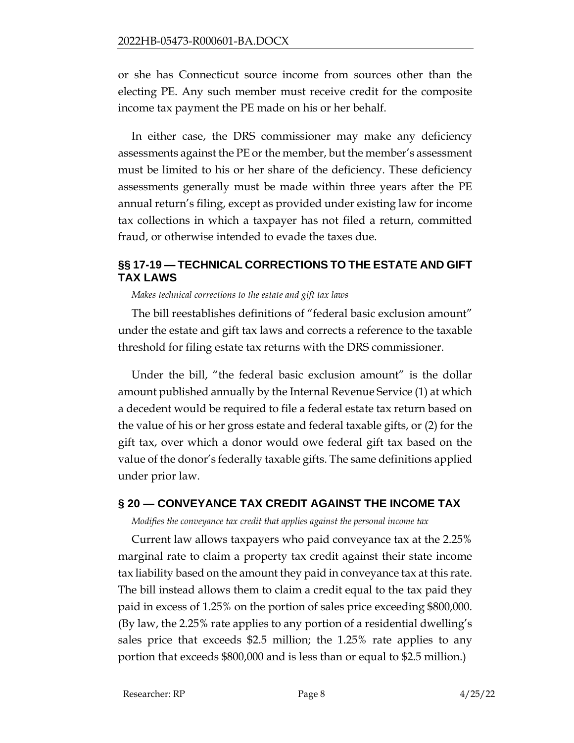or she has Connecticut source income from sources other than the electing PE. Any such member must receive credit for the composite income tax payment the PE made on his or her behalf.

In either case, the DRS commissioner may make any deficiency assessments against the PE or the member, but the member's assessment must be limited to his or her share of the deficiency. These deficiency assessments generally must be made within three years after the PE annual return's filing, except as provided under existing law for income tax collections in which a taxpayer has not filed a return, committed fraud, or otherwise intended to evade the taxes due.

## §§ 17-19 — TECHNICAL CORRECTIONS TO THE ESTATE AND GIFT TAX LAWS

*Makes technical corrections to the estate and gift tax laws*

The bill reestablishes definitions of "federal basic exclusion amount" under the estate and gift tax laws and corrects a reference to the taxable threshold for filing estate tax returns with the DRS commissioner.

Under the bill, "the federal basic exclusion amount" is the dollar amount published annually by the Internal Revenue Service (1) at which a decedent would be required to file a federal estate tax return based on the value of his or her gross estate and federal taxable gifts, or (2) for the gift tax, over which a donor would owe federal gift tax based on the value of the donor's federally taxable gifts. The same definitions applied under prior law.

## § 20 — CONVEYANCE TAX CREDIT AGAINST THE INCOME TAX

*Modifies the conveyance tax credit that applies against the personal income tax*

Current law allows taxpayers who paid conveyance tax at the 2.25% marginal rate to claim a property tax credit against their state income tax liability based on the amount they paid in conveyance tax at this rate. The bill instead allows them to claim a credit equal to the tax paid they paid in excess of 1.25% on the portion of sales price exceeding $800,000. (By law, the 2.25% rate applies to any portion of a residential dwelling's sales price that exceeds $2.5 million; the 1.25% rate applies to any portion that exceeds $800,000 and is less than or equal to $2.5 million.)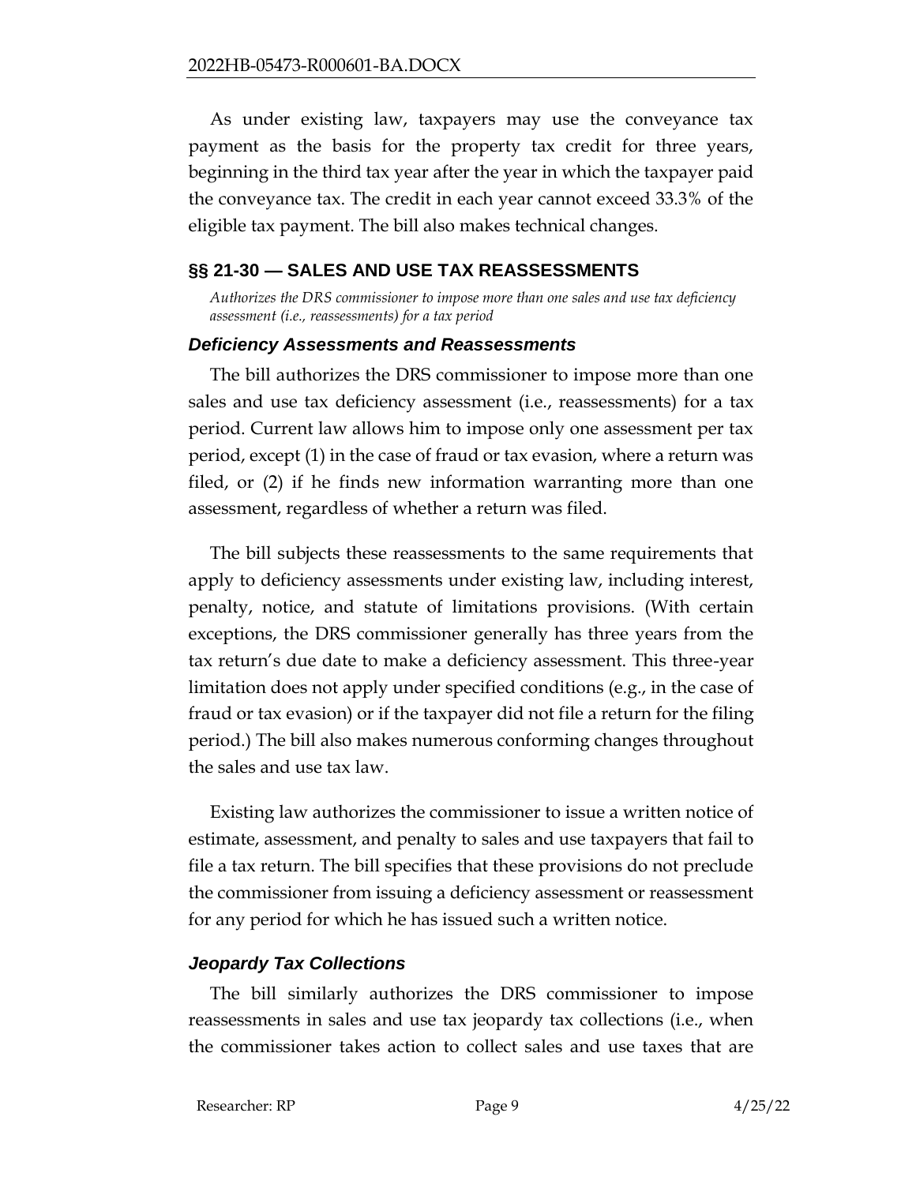As under existing law, taxpayers may use the conveyance tax payment as the basis for the property tax credit for three years, beginning in the third tax year after the year in which the taxpayer paid the conveyance tax. The credit in each year cannot exceed 33.3% of the eligible tax payment. The bill also makes technical changes.

## §§ 21-30 — SALES AND USE TAX REASSESSMENTS

*Authorizes the DRS commissioner to impose more than one sales and use tax deficiency assessment (i.e., reassessments) for a tax period*

### *Deficiency Assessments and Reassessments*

The bill authorizes the DRS commissioner to impose more than one sales and use tax deficiency assessment (i.e., reassessments) for a tax period. Current law allows him to impose only one assessment per tax period, except (1) in the case of fraud or tax evasion, where a return was filed, or (2) if he finds new information warranting more than one assessment, regardless of whether a return was filed.

The bill subjects these reassessments to the same requirements that apply to deficiency assessments under existing law, including interest, penalty, notice, and statute of limitations provisions. (With certain exceptions, the DRS commissioner generally has three years from the tax return's due date to make a deficiency assessment. This three-year limitation does not apply under specified conditions (e.g., in the case of fraud or tax evasion) or if the taxpayer did not file a return for the filing period.) The bill also makes numerous conforming changes throughout the sales and use tax law.

Existing law authorizes the commissioner to issue a written notice of estimate, assessment, and penalty to sales and use taxpayers that fail to file a tax return. The bill specifies that these provisions do not preclude the commissioner from issuing a deficiency assessment or reassessment for any period for which he has issued such a written notice.

### *Jeopardy Tax Collections*

The bill similarly authorizes the DRS commissioner to impose reassessments in sales and use tax jeopardy tax collections (i.e., when the commissioner takes action to collect sales and use taxes that are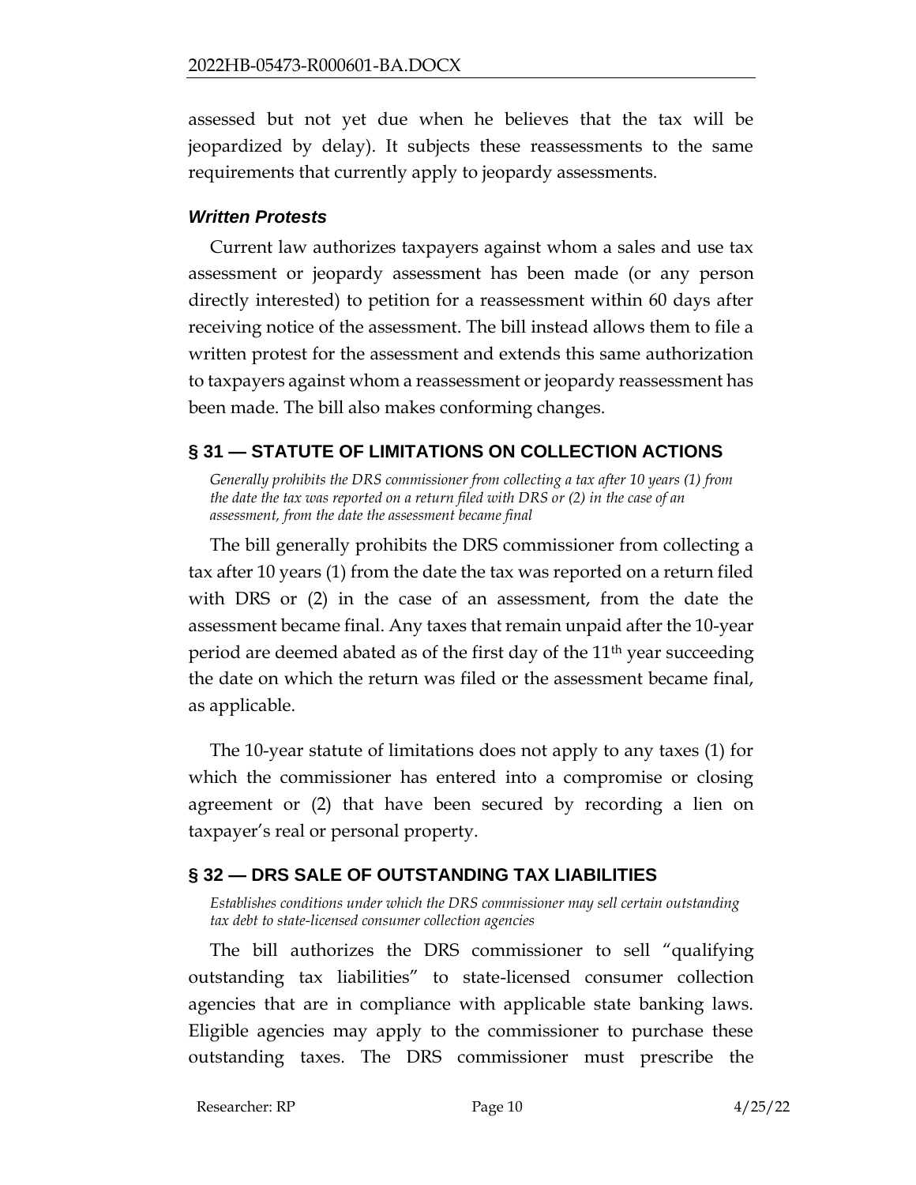assessed but not yet due when he believes that the tax will be jeopardized by delay). It subjects these reassessments to the same requirements that currently apply to jeopardy assessments.

### *Written Protests*

Current law authorizes taxpayers against whom a sales and use tax assessment or jeopardy assessment has been made (or any person directly interested) to petition for a reassessment within 60 days after receiving notice of the assessment. The bill instead allows them to file a written protest for the assessment and extends this same authorization to taxpayers against whom a reassessment or jeopardy reassessment has been made. The bill also makes conforming changes.

## § 31 — STATUTE OF LIMITATIONS ON COLLECTION ACTIONS

*Generally prohibits the DRS commissioner from collecting a tax after 10 years (1) from the date the tax was reported on a return filed with DRS or (2) in the case of an assessment, from the date the assessment became final*

The bill generally prohibits the DRS commissioner from collecting a tax after 10 years (1) from the date the tax was reported on a return filed with DRS or (2) in the case of an assessment, from the date the assessment became final. Any taxes that remain unpaid after the 10-year period are deemed abated as of the first day of the 11th year succeeding the date on which the return was filed or the assessment became final, as applicable.

The 10-year statute of limitations does not apply to any taxes (1) for which the commissioner has entered into a compromise or closing agreement or (2) that have been secured by recording a lien on taxpayer's real or personal property.

## § 32 — DRS SALE OF OUTSTANDING TAX LIABILITIES

*Establishes conditions under which the DRS commissioner may sell certain outstanding tax debt to state-licensed consumer collection agencies*

The bill authorizes the DRS commissioner to sell "qualifying outstanding tax liabilities" to state-licensed consumer collection agencies that are in compliance with applicable state banking laws. Eligible agencies may apply to the commissioner to purchase these outstanding taxes. The DRS commissioner must prescribe the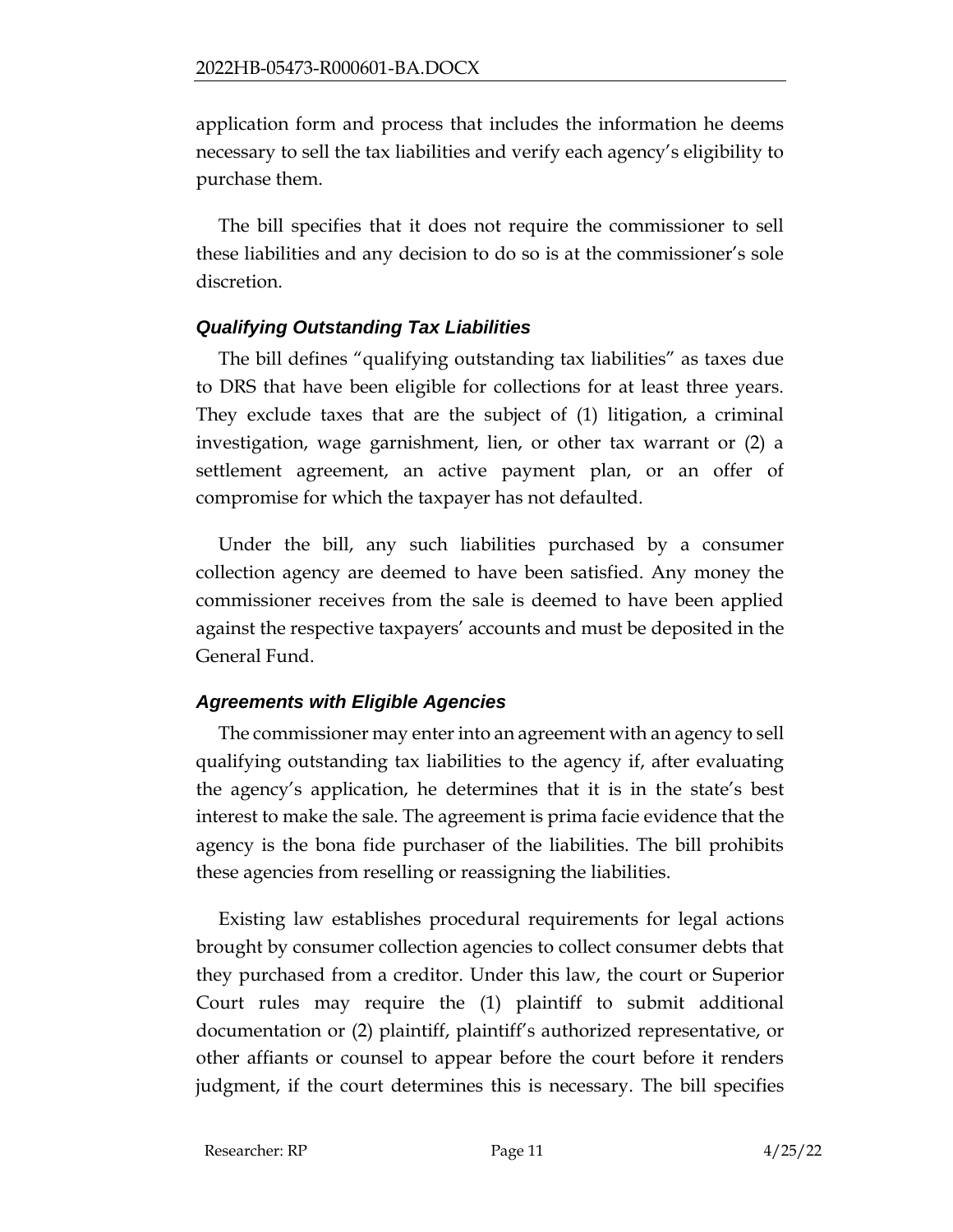application form and process that includes the information he deems necessary to sell the tax liabilities and verify each agency's eligibility to purchase them.

The bill specifies that it does not require the commissioner to sell these liabilities and any decision to do so is at the commissioner's sole discretion.

### *Qualifying Outstanding Tax Liabilities*

The bill defines "qualifying outstanding tax liabilities" as taxes due to DRS that have been eligible for collections for at least three years. They exclude taxes that are the subject of (1) litigation, a criminal investigation, wage garnishment, lien, or other tax warrant or (2) a settlement agreement, an active payment plan, or an offer of compromise for which the taxpayer has not defaulted.

Under the bill, any such liabilities purchased by a consumer collection agency are deemed to have been satisfied. Any money the commissioner receives from the sale is deemed to have been applied against the respective taxpayers' accounts and must be deposited in the General Fund.

### *Agreements with Eligible Agencies*

The commissioner may enter into an agreement with an agency to sell qualifying outstanding tax liabilities to the agency if, after evaluating the agency's application, he determines that it is in the state's best interest to make the sale. The agreement is prima facie evidence that the agency is the bona fide purchaser of the liabilities. The bill prohibits these agencies from reselling or reassigning the liabilities.

Existing law establishes procedural requirements for legal actions brought by consumer collection agencies to collect consumer debts that they purchased from a creditor. Under this law, the court or Superior Court rules may require the (1) plaintiff to submit additional documentation or (2) plaintiff, plaintiff's authorized representative, or other affiants or counsel to appear before the court before it renders judgment, if the court determines this is necessary. The bill specifies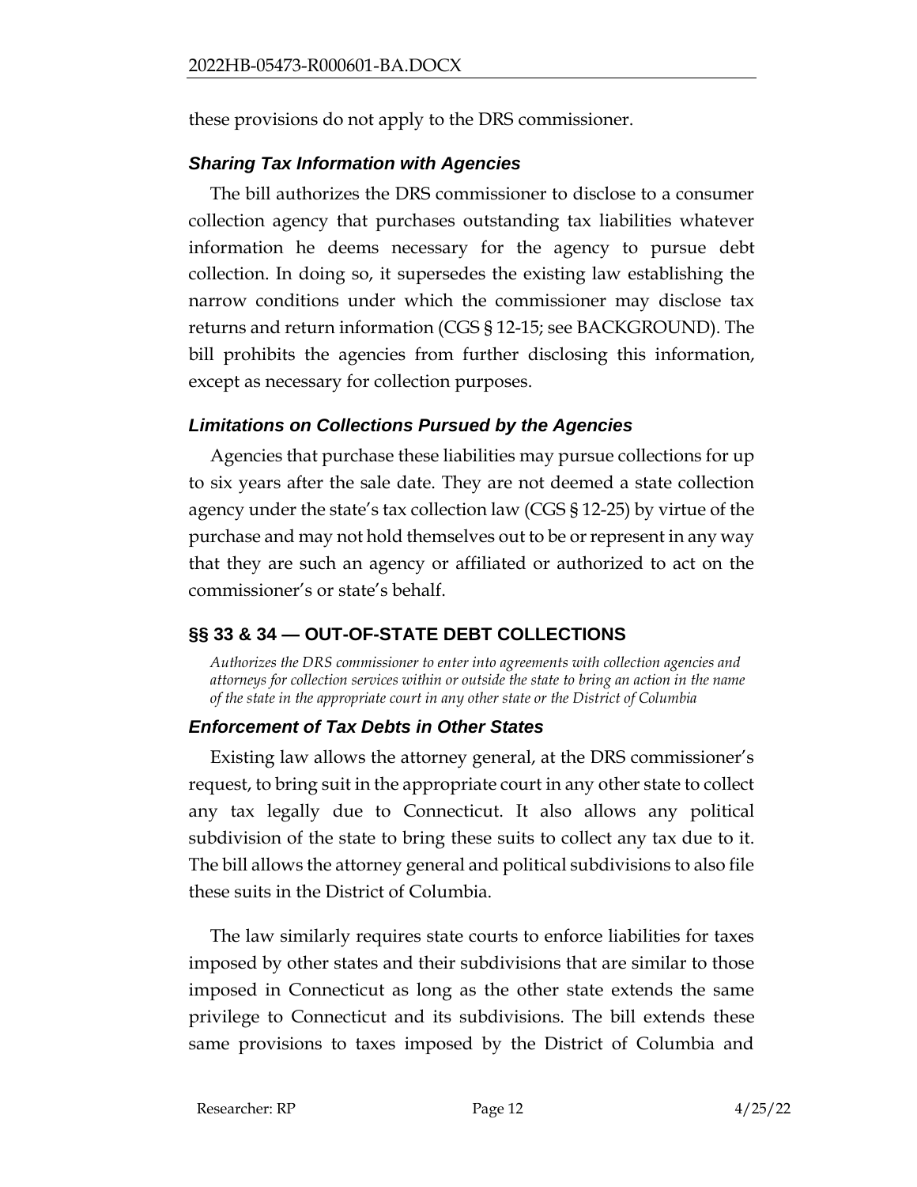these provisions do not apply to the DRS commissioner.

### *Sharing Tax Information with Agencies*

The bill authorizes the DRS commissioner to disclose to a consumer collection agency that purchases outstanding tax liabilities whatever information he deems necessary for the agency to pursue debt collection. In doing so, it supersedes the existing law establishing the narrow conditions under which the commissioner may disclose tax returns and return information (CGS § 12-15; see BACKGROUND). The bill prohibits the agencies from further disclosing this information, except as necessary for collection purposes.

### *Limitations on Collections Pursued by the Agencies*

Agencies that purchase these liabilities may pursue collections for up to six years after the sale date. They are not deemed a state collection agency under the state's tax collection law (CGS § 12-25) by virtue of the purchase and may not hold themselves out to be or represent in any way that they are such an agency or affiliated or authorized to act on the commissioner's or state's behalf.

## §§ 33 & 34 — OUT-OF-STATE DEBT COLLECTIONS

*Authorizes the DRS commissioner to enter into agreements with collection agencies and attorneys for collection services within or outside the state to bring an action in the name of the state in the appropriate court in any other state or the District of Columbia*

### *Enforcement of Tax Debts in Other States*

Existing law allows the attorney general, at the DRS commissioner's request, to bring suit in the appropriate court in any other state to collect any tax legally due to Connecticut. It also allows any political subdivision of the state to bring these suits to collect any tax due to it. The bill allows the attorney general and political subdivisions to also file these suits in the District of Columbia.

The law similarly requires state courts to enforce liabilities for taxes imposed by other states and their subdivisions that are similar to those imposed in Connecticut as long as the other state extends the same privilege to Connecticut and its subdivisions. The bill extends these same provisions to taxes imposed by the District of Columbia and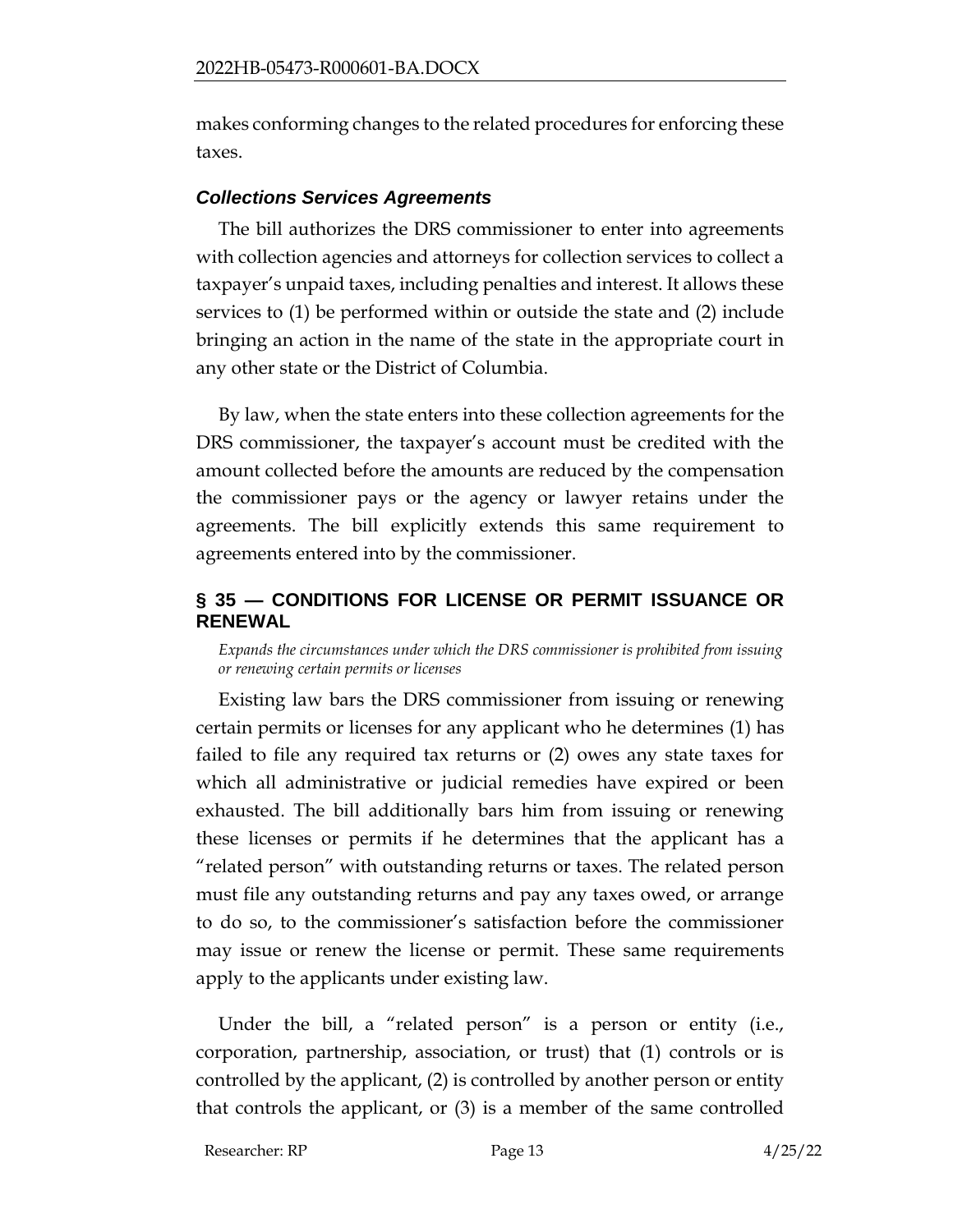makes conforming changes to the related procedures for enforcing these taxes.

### *Collections Services Agreements*

The bill authorizes the DRS commissioner to enter into agreements with collection agencies and attorneys for collection services to collect a taxpayer's unpaid taxes, including penalties and interest. It allows these services to (1) be performed within or outside the state and (2) include bringing an action in the name of the state in the appropriate court in any other state or the District of Columbia.

By law, when the state enters into these collection agreements for the DRS commissioner, the taxpayer's account must be credited with the amount collected before the amounts are reduced by the compensation the commissioner pays or the agency or lawyer retains under the agreements. The bill explicitly extends this same requirement to agreements entered into by the commissioner.

## § 35 — CONDITIONS FOR LICENSE OR PERMIT ISSUANCE OR RENEWAL

*Expands the circumstances under which the DRS commissioner is prohibited from issuing or renewing certain permits or licenses*

Existing law bars the DRS commissioner from issuing or renewing certain permits or licenses for any applicant who he determines (1) has failed to file any required tax returns or (2) owes any state taxes for which all administrative or judicial remedies have expired or been exhausted. The bill additionally bars him from issuing or renewing these licenses or permits if he determines that the applicant has a "related person" with outstanding returns or taxes. The related person must file any outstanding returns and pay any taxes owed, or arrange to do so, to the commissioner's satisfaction before the commissioner may issue or renew the license or permit. These same requirements apply to the applicants under existing law.

Under the bill, a "related person" is a person or entity (i.e., corporation, partnership, association, or trust) that (1) controls or is controlled by the applicant, (2) is controlled by another person or entity that controls the applicant, or (3) is a member of the same controlled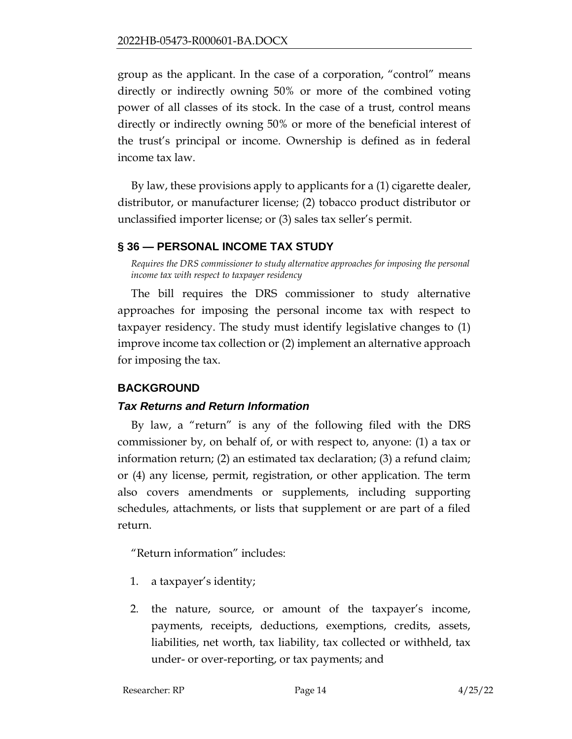group as the applicant. In the case of a corporation, "control" means directly or indirectly owning 50% or more of the combined voting power of all classes of its stock. In the case of a trust, control means directly or indirectly owning 50% or more of the beneficial interest of the trust's principal or income. Ownership is defined as in federal income tax law.

By law, these provisions apply to applicants for a (1) cigarette dealer, distributor, or manufacturer license; (2) tobacco product distributor or unclassified importer license; or (3) sales tax seller's permit.

## § 36 — PERSONAL INCOME TAX STUDY

*Requires the DRS commissioner to study alternative approaches for imposing the personal income tax with respect to taxpayer residency*

The bill requires the DRS commissioner to study alternative approaches for imposing the personal income tax with respect to taxpayer residency. The study must identify legislative changes to (1) improve income tax collection or (2) implement an alternative approach for imposing the tax.

## BACKGROUND

### *Tax Returns and Return Information*

By law, a "return" is any of the following filed with the DRS commissioner by, on behalf of, or with respect to, anyone: (1) a tax or information return; (2) an estimated tax declaration; (3) a refund claim; or (4) any license, permit, registration, or other application. The term also covers amendments or supplements, including supporting schedules, attachments, or lists that supplement or are part of a filed return.

"Return information" includes:

1. a taxpayer's identity;
2. the nature, source, or amount of the taxpayer's income, payments, receipts, deductions, exemptions, credits, assets, liabilities, net worth, tax liability, tax collected or withheld, tax under- or over-reporting, or tax payments; and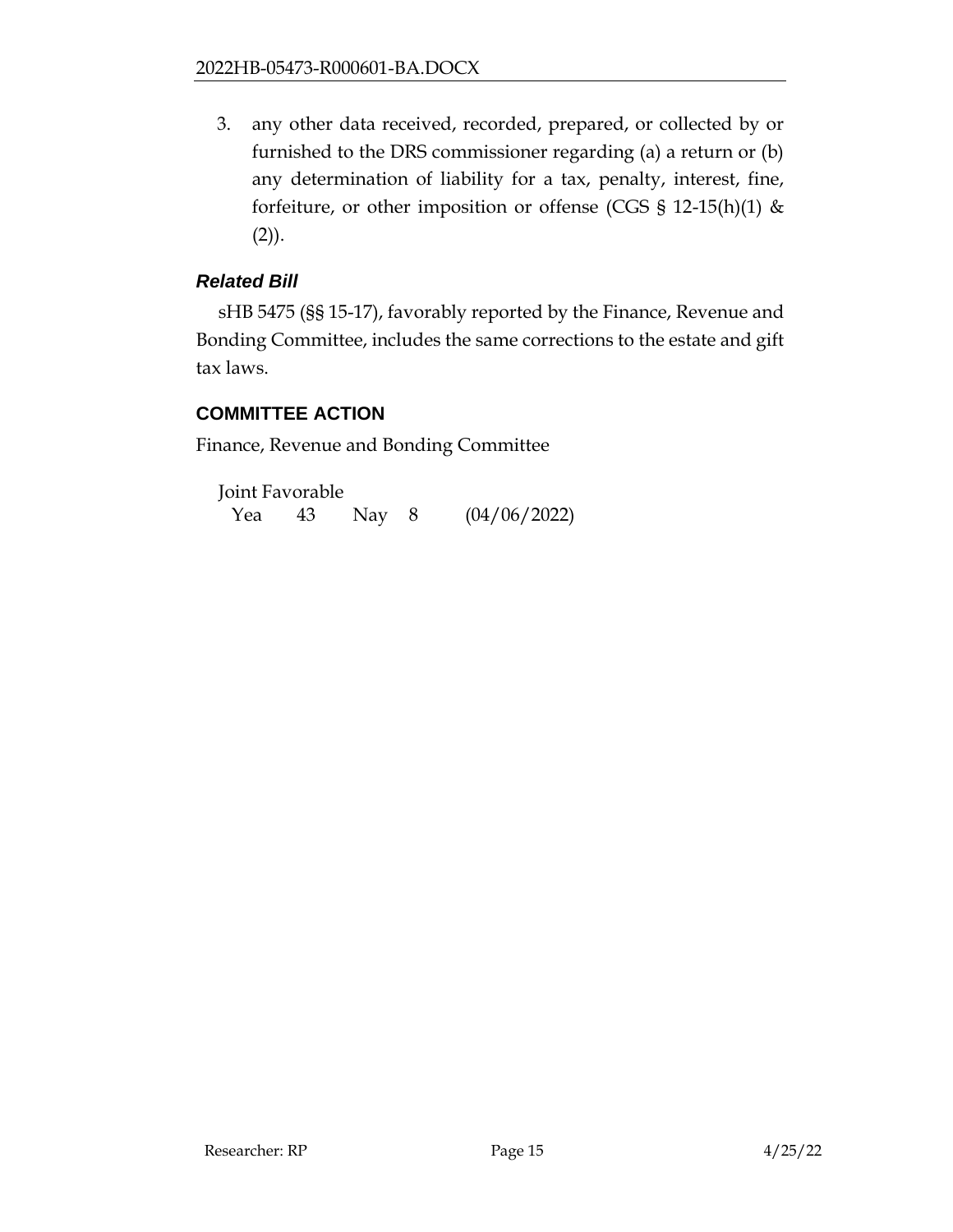3. any other data received, recorded, prepared, or collected by or furnished to the DRS commissioner regarding (a) a return or (b) any determination of liability for a tax, penalty, interest, fine, forfeiture, or other imposition or offense (CGS § 12-15(h)(1) & (2)).

### *Related Bill*

sHB 5475 (§§ 15-17), favorably reported by the Finance, Revenue and Bonding Committee, includes the same corrections to the estate and gift tax laws.

## COMMITTEE ACTION

Finance, Revenue and Bonding Committee

Joint Favorable
Yea 43 Nay 8 (04/06/2022)